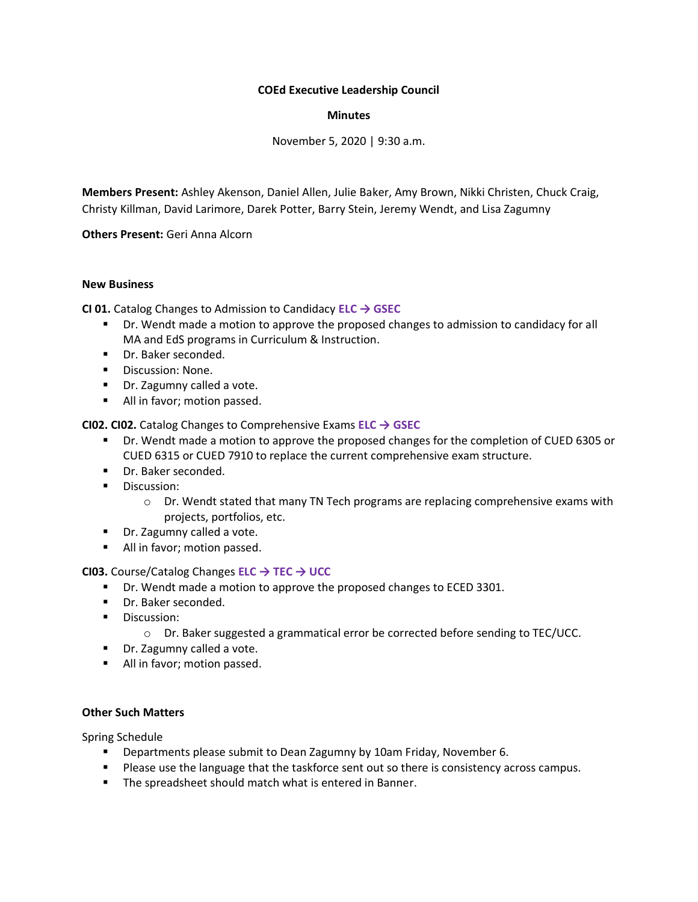**COEd Executive Leadership Council**

**Minutes**

November 5, 2020 | 9:30 a.m.

**Members Present:** Ashley Akenson, Daniel Allen, Julie Baker, Amy Brown, Nikki Christen, Chuck Craig, Christy Killman, David Larimore, Darek Potter, Barry Stein, Jeremy Wendt, and Lisa Zagumny

**Others Present:** Geri Anna Alcorn

**New Business**

**CI 01.** Catalog Changes to Admission to Candidacy **ELC → GSEC**

- Dr. Wendt made a motion to approve the proposed changes to admission to candidacy for all MA and EdS programs in Curriculum & Instruction.
- Dr. Baker seconded.
- Discussion: None.
- Dr. Zagumny called a vote.
- All in favor; motion passed.

**CI02. CI02.** Catalog Changes to Comprehensive Exams **ELC → GSEC**

- Dr. Wendt made a motion to approve the proposed changes for the completion of CUED 6305 or CUED 6315 or CUED 7910 to replace the current comprehensive exam structure.
- Dr. Baker seconded.
- Discussion:
  - Dr. Wendt stated that many TN Tech programs are replacing comprehensive exams with projects, portfolios, etc.
- Dr. Zagumny called a vote.
- All in favor; motion passed.

**CI03.** Course/Catalog Changes **ELC → TEC → UCC**

- Dr. Wendt made a motion to approve the proposed changes to ECED 3301.
- Dr. Baker seconded.
- Discussion:
  - Dr. Baker suggested a grammatical error be corrected before sending to TEC/UCC.
- Dr. Zagumny called a vote.
- All in favor; motion passed.

**Other Such Matters**

Spring Schedule

- Departments please submit to Dean Zagumny by 10am Friday, November 6.
- Please use the language that the taskforce sent out so there is consistency across campus.
- The spreadsheet should match what is entered in Banner.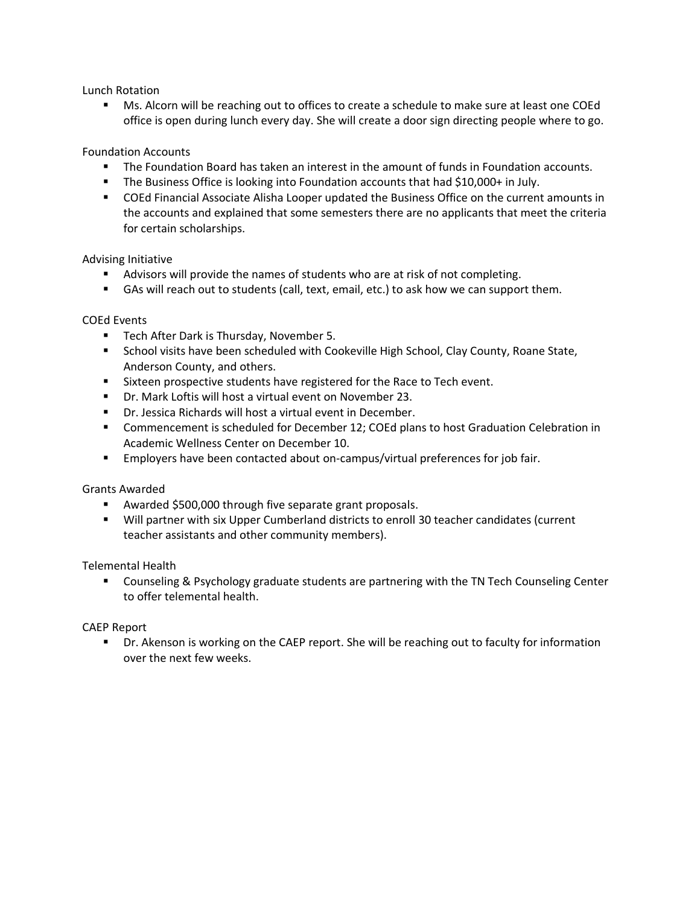Lunch Rotation

- Ms. Alcorn will be reaching out to offices to create a schedule to make sure at least one COEd office is open during lunch every day. She will create a door sign directing people where to go.

Foundation Accounts

- The Foundation Board has taken an interest in the amount of funds in Foundation accounts.
- The Business Office is looking into Foundation accounts that had $10,000+ in July.
- COEd Financial Associate Alisha Looper updated the Business Office on the current amounts in the accounts and explained that some semesters there are no applicants that meet the criteria for certain scholarships.

Advising Initiative

- Advisors will provide the names of students who are at risk of not completing.
- GAs will reach out to students (call, text, email, etc.) to ask how we can support them.

COEd Events

- Tech After Dark is Thursday, November 5.
- School visits have been scheduled with Cookeville High School, Clay County, Roane State, Anderson County, and others.
- Sixteen prospective students have registered for the Race to Tech event.
- Dr. Mark Loftis will host a virtual event on November 23.
- Dr. Jessica Richards will host a virtual event in December.
- Commencement is scheduled for December 12; COEd plans to host Graduation Celebration in Academic Wellness Center on December 10.
- Employers have been contacted about on-campus/virtual preferences for job fair.

Grants Awarded

- Awarded $500,000 through five separate grant proposals.
- Will partner with six Upper Cumberland districts to enroll 30 teacher candidates (current teacher assistants and other community members).

Telemental Health

- Counseling & Psychology graduate students are partnering with the TN Tech Counseling Center to offer telemental health.

CAEP Report

- Dr. Akenson is working on the CAEP report. She will be reaching out to faculty for information over the next few weeks.